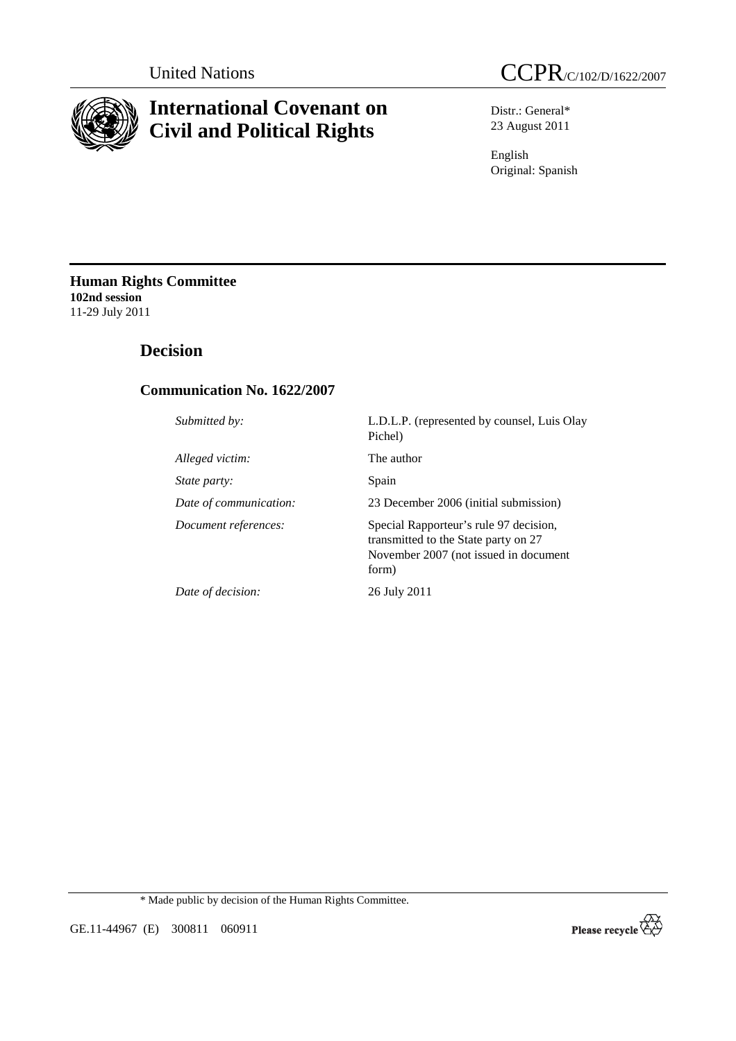United Nations

# CCPR/C/102/D/1622/2007

# International Covenant on Civil and Political Rights

Distr.: General*
23 August 2011

English
Original: Spanish

**Human Rights Committee**
**102nd session**
11-29 July 2011

## Decision

### Communication No. 1622/2007

| | |
|---|---|
| *Submitted by:* | L.D.L.P. (represented by counsel, Luis Olay Pichel) |
| *Alleged victim:* | The author |
| *State party:* | Spain |
| *Date of communication:* | 23 December 2006 (initial submission) |
| *Document references:* | Special Rapporteur's rule 97 decision, transmitted to the State party on 27 November 2007 (not issued in document form) |
| *Date of decision:* | 26 July 2011 |

\* Made public by decision of the Human Rights Committee.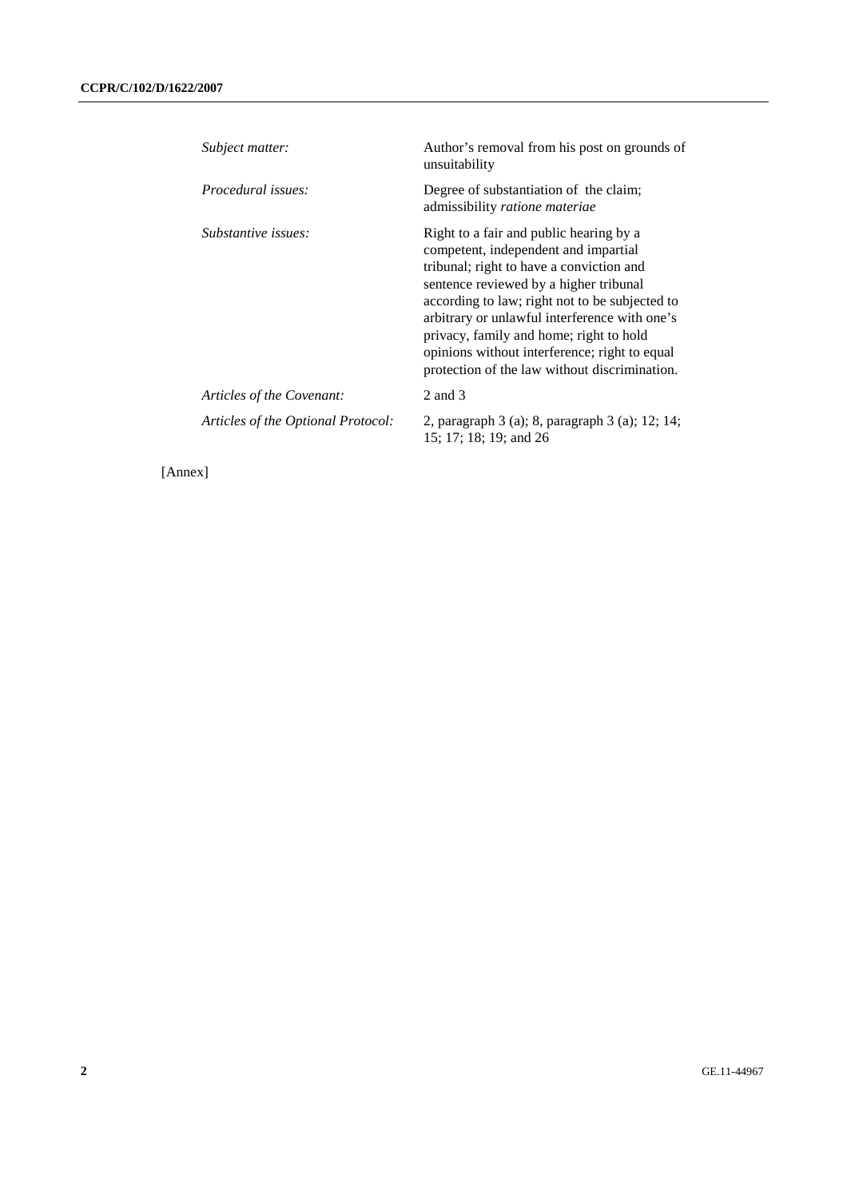| | |
|---|---|
| *Subject matter:* | Author's removal from his post on grounds of unsuitability |
| *Procedural issues:* | Degree of substantiation of the claim; admissibility *ratione materiae* |
| *Substantive issues:* | Right to a fair and public hearing by a competent, independent and impartial tribunal; right to have a conviction and sentence reviewed by a higher tribunal according to law; right not to be subjected to arbitrary or unlawful interference with one's privacy, family and home; right to hold opinions without interference; right to equal protection of the law without discrimination. |
| *Articles of the Covenant:* | 2 and 3 |
| *Articles of the Optional Protocol:* | 2, paragraph 3 (a); 8, paragraph 3 (a); 12; 14; 15; 17; 18; 19; and 26 |

[Annex]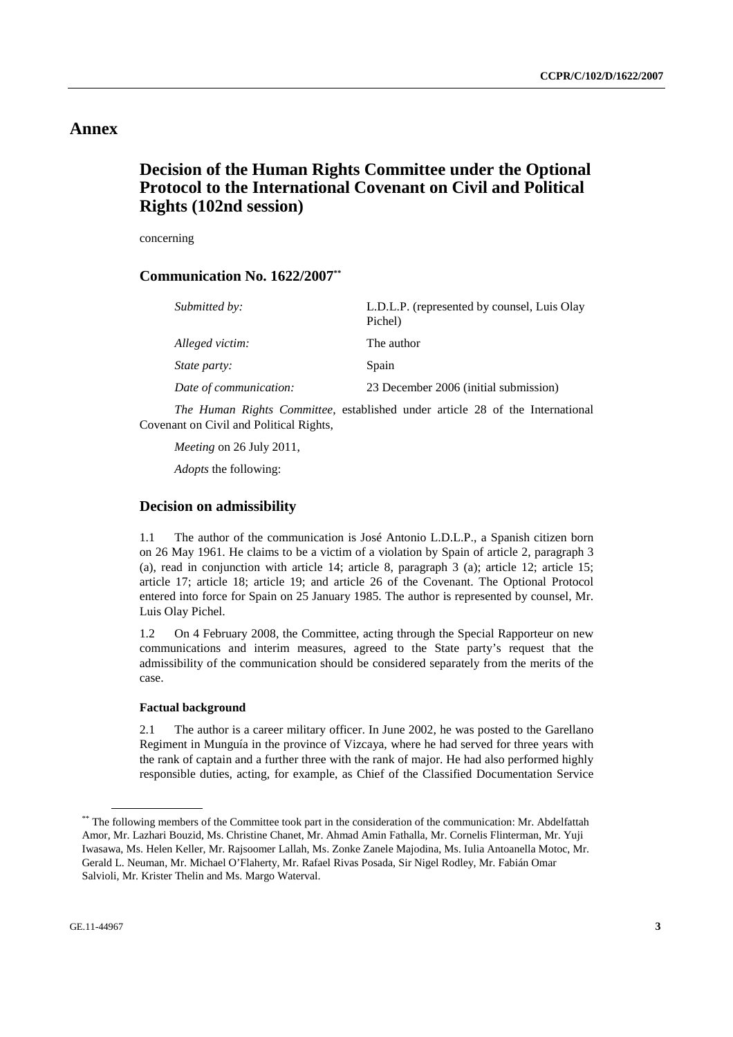# Annex

## Decision of the Human Rights Committee under the Optional Protocol to the International Covenant on Civil and Political Rights (102nd session)

concerning

### Communication No. 1622/2007[**]

| | |
|---|---|
| *Submitted by:* | L.D.L.P. (represented by counsel, Luis Olay Pichel) |
| *Alleged victim:* | The author |
| *State party:* | Spain |
| *Date of communication:* | 23 December 2006 (initial submission) |

*The Human Rights Committee*, established under article 28 of the International Covenant on Civil and Political Rights,

*Meeting* on 26 July 2011,

*Adopts* the following:

### Decision on admissibility

1.1 The author of the communication is José Antonio L.D.L.P., a Spanish citizen born on 26 May 1961. He claims to be a victim of a violation by Spain of article 2, paragraph 3 (a), read in conjunction with article 14; article 8, paragraph 3 (a); article 12; article 15; article 17; article 18; article 19; and article 26 of the Covenant. The Optional Protocol entered into force for Spain on 25 January 1985. The author is represented by counsel, Mr. Luis Olay Pichel.

1.2 On 4 February 2008, the Committee, acting through the Special Rapporteur on new communications and interim measures, agreed to the State party's request that the admissibility of the communication should be considered separately from the merits of the case.

#### Factual background

2.1 The author is a career military officer. In June 2002, he was posted to the Garellano Regiment in Munguía in the province of Vizcaya, where he had served for three years with the rank of captain and a further three with the rank of major. He had also performed highly responsible duties, acting, for example, as Chief of the Classified Documentation Service

---

[**] The following members of the Committee took part in the consideration of the communication: Mr. Abdelfattah Amor, Mr. Lazhari Bouzid, Ms. Christine Chanet, Mr. Ahmad Amin Fathalla, Mr. Cornelis Flinterman, Mr. Yuji Iwasawa, Ms. Helen Keller, Mr. Rajsoomer Lallah, Ms. Zonke Zanele Majodina, Ms. Iulia Antoanella Motoc, Mr. Gerald L. Neuman, Mr. Michael O'Flaherty, Mr. Rafael Rivas Posada, Sir Nigel Rodley, Mr. Fabián Omar Salvioli, Mr. Krister Thelin and Ms. Margo Waterval.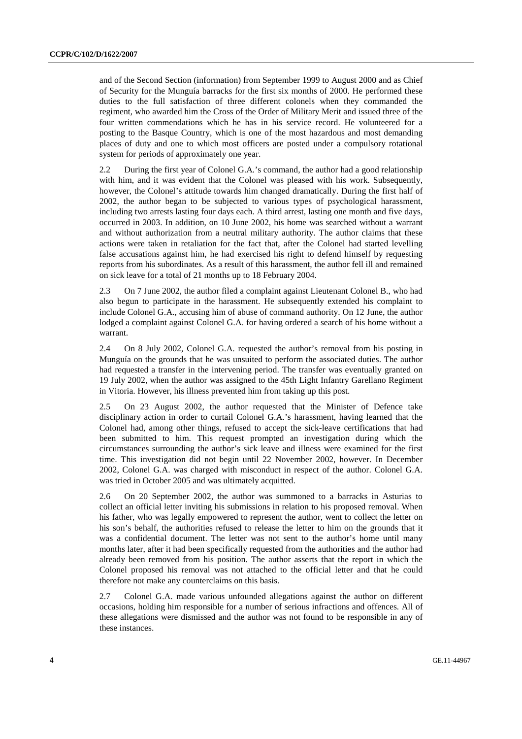and of the Second Section (information) from September 1999 to August 2000 and as Chief of Security for the Munguía barracks for the first six months of 2000. He performed these duties to the full satisfaction of three different colonels when they commanded the regiment, who awarded him the Cross of the Order of Military Merit and issued three of the four written commendations which he has in his service record. He volunteered for a posting to the Basque Country, which is one of the most hazardous and most demanding places of duty and one to which most officers are posted under a compulsory rotational system for periods of approximately one year.

2.2 During the first year of Colonel G.A.'s command, the author had a good relationship with him, and it was evident that the Colonel was pleased with his work. Subsequently, however, the Colonel's attitude towards him changed dramatically. During the first half of 2002, the author began to be subjected to various types of psychological harassment, including two arrests lasting four days each. A third arrest, lasting one month and five days, occurred in 2003. In addition, on 10 June 2002, his home was searched without a warrant and without authorization from a neutral military authority. The author claims that these actions were taken in retaliation for the fact that, after the Colonel had started levelling false accusations against him, he had exercised his right to defend himself by requesting reports from his subordinates. As a result of this harassment, the author fell ill and remained on sick leave for a total of 21 months up to 18 February 2004.

2.3 On 7 June 2002, the author filed a complaint against Lieutenant Colonel B., who had also begun to participate in the harassment. He subsequently extended his complaint to include Colonel G.A., accusing him of abuse of command authority. On 12 June, the author lodged a complaint against Colonel G.A. for having ordered a search of his home without a warrant.

2.4 On 8 July 2002, Colonel G.A. requested the author's removal from his posting in Munguía on the grounds that he was unsuited to perform the associated duties. The author had requested a transfer in the intervening period. The transfer was eventually granted on 19 July 2002, when the author was assigned to the 45th Light Infantry Garellano Regiment in Vitoria. However, his illness prevented him from taking up this post.

2.5 On 23 August 2002, the author requested that the Minister of Defence take disciplinary action in order to curtail Colonel G.A.'s harassment, having learned that the Colonel had, among other things, refused to accept the sick-leave certifications that had been submitted to him. This request prompted an investigation during which the circumstances surrounding the author's sick leave and illness were examined for the first time. This investigation did not begin until 22 November 2002, however. In December 2002, Colonel G.A. was charged with misconduct in respect of the author. Colonel G.A. was tried in October 2005 and was ultimately acquitted.

2.6 On 20 September 2002, the author was summoned to a barracks in Asturias to collect an official letter inviting his submissions in relation to his proposed removal. When his father, who was legally empowered to represent the author, went to collect the letter on his son's behalf, the authorities refused to release the letter to him on the grounds that it was a confidential document. The letter was not sent to the author's home until many months later, after it had been specifically requested from the authorities and the author had already been removed from his position. The author asserts that the report in which the Colonel proposed his removal was not attached to the official letter and that he could therefore not make any counterclaims on this basis.

2.7 Colonel G.A. made various unfounded allegations against the author on different occasions, holding him responsible for a number of serious infractions and offences. All of these allegations were dismissed and the author was not found to be responsible in any of these instances.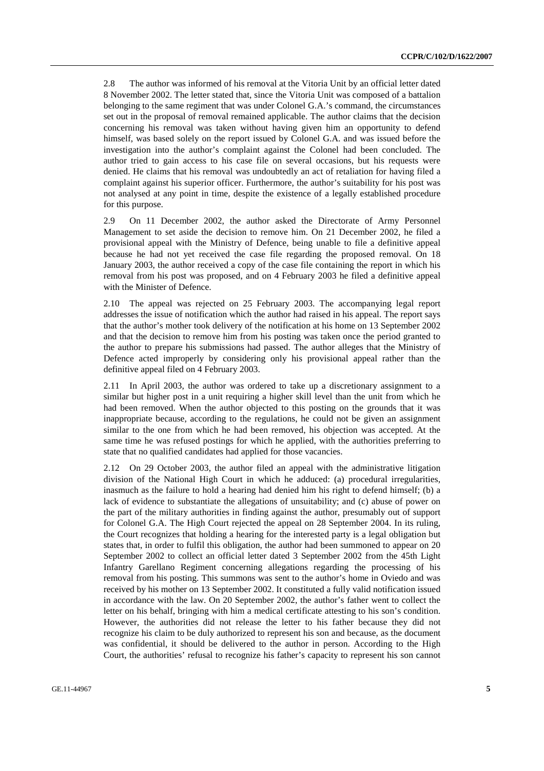2.8 The author was informed of his removal at the Vitoria Unit by an official letter dated 8 November 2002. The letter stated that, since the Vitoria Unit was composed of a battalion belonging to the same regiment that was under Colonel G.A.'s command, the circumstances set out in the proposal of removal remained applicable. The author claims that the decision concerning his removal was taken without having given him an opportunity to defend himself, was based solely on the report issued by Colonel G.A. and was issued before the investigation into the author's complaint against the Colonel had been concluded. The author tried to gain access to his case file on several occasions, but his requests were denied. He claims that his removal was undoubtedly an act of retaliation for having filed a complaint against his superior officer. Furthermore, the author's suitability for his post was not analysed at any point in time, despite the existence of a legally established procedure for this purpose.

2.9 On 11 December 2002, the author asked the Directorate of Army Personnel Management to set aside the decision to remove him. On 21 December 2002, he filed a provisional appeal with the Ministry of Defence, being unable to file a definitive appeal because he had not yet received the case file regarding the proposed removal. On 18 January 2003, the author received a copy of the case file containing the report in which his removal from his post was proposed, and on 4 February 2003 he filed a definitive appeal with the Minister of Defence.

2.10 The appeal was rejected on 25 February 2003. The accompanying legal report addresses the issue of notification which the author had raised in his appeal. The report says that the author's mother took delivery of the notification at his home on 13 September 2002 and that the decision to remove him from his posting was taken once the period granted to the author to prepare his submissions had passed. The author alleges that the Ministry of Defence acted improperly by considering only his provisional appeal rather than the definitive appeal filed on 4 February 2003.

2.11 In April 2003, the author was ordered to take up a discretionary assignment to a similar but higher post in a unit requiring a higher skill level than the unit from which he had been removed. When the author objected to this posting on the grounds that it was inappropriate because, according to the regulations, he could not be given an assignment similar to the one from which he had been removed, his objection was accepted. At the same time he was refused postings for which he applied, with the authorities preferring to state that no qualified candidates had applied for those vacancies.

2.12 On 29 October 2003, the author filed an appeal with the administrative litigation division of the National High Court in which he adduced: (a) procedural irregularities, inasmuch as the failure to hold a hearing had denied him his right to defend himself; (b) a lack of evidence to substantiate the allegations of unsuitability; and (c) abuse of power on the part of the military authorities in finding against the author, presumably out of support for Colonel G.A. The High Court rejected the appeal on 28 September 2004. In its ruling, the Court recognizes that holding a hearing for the interested party is a legal obligation but states that, in order to fulfil this obligation, the author had been summoned to appear on 20 September 2002 to collect an official letter dated 3 September 2002 from the 45th Light Infantry Garellano Regiment concerning allegations regarding the processing of his removal from his posting. This summons was sent to the author's home in Oviedo and was received by his mother on 13 September 2002. It constituted a fully valid notification issued in accordance with the law. On 20 September 2002, the author's father went to collect the letter on his behalf, bringing with him a medical certificate attesting to his son's condition. However, the authorities did not release the letter to his father because they did not recognize his claim to be duly authorized to represent his son and because, as the document was confidential, it should be delivered to the author in person. According to the High Court, the authorities' refusal to recognize his father's capacity to represent his son cannot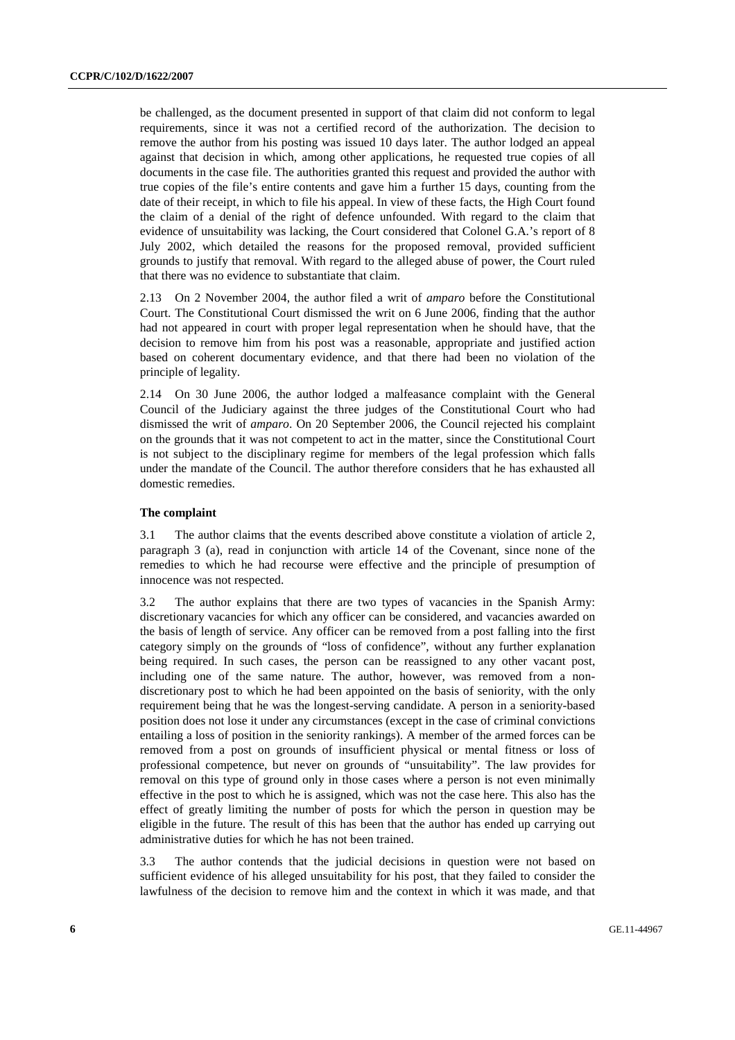be challenged, as the document presented in support of that claim did not conform to legal requirements, since it was not a certified record of the authorization. The decision to remove the author from his posting was issued 10 days later. The author lodged an appeal against that decision in which, among other applications, he requested true copies of all documents in the case file. The authorities granted this request and provided the author with true copies of the file's entire contents and gave him a further 15 days, counting from the date of their receipt, in which to file his appeal. In view of these facts, the High Court found the claim of a denial of the right of defence unfounded. With regard to the claim that evidence of unsuitability was lacking, the Court considered that Colonel G.A.'s report of 8 July 2002, which detailed the reasons for the proposed removal, provided sufficient grounds to justify that removal. With regard to the alleged abuse of power, the Court ruled that there was no evidence to substantiate that claim.

2.13 On 2 November 2004, the author filed a writ of *amparo* before the Constitutional Court. The Constitutional Court dismissed the writ on 6 June 2006, finding that the author had not appeared in court with proper legal representation when he should have, that the decision to remove him from his post was a reasonable, appropriate and justified action based on coherent documentary evidence, and that there had been no violation of the principle of legality.

2.14 On 30 June 2006, the author lodged a malfeasance complaint with the General Council of the Judiciary against the three judges of the Constitutional Court who had dismissed the writ of *amparo*. On 20 September 2006, the Council rejected his complaint on the grounds that it was not competent to act in the matter, since the Constitutional Court is not subject to the disciplinary regime for members of the legal profession which falls under the mandate of the Council. The author therefore considers that he has exhausted all domestic remedies.

**The complaint**

3.1 The author claims that the events described above constitute a violation of article 2, paragraph 3 (a), read in conjunction with article 14 of the Covenant, since none of the remedies to which he had recourse were effective and the principle of presumption of innocence was not respected.

3.2 The author explains that there are two types of vacancies in the Spanish Army: discretionary vacancies for which any officer can be considered, and vacancies awarded on the basis of length of service. Any officer can be removed from a post falling into the first category simply on the grounds of "loss of confidence", without any further explanation being required. In such cases, the person can be reassigned to any other vacant post, including one of the same nature. The author, however, was removed from a non-discretionary post to which he had been appointed on the basis of seniority, with the only requirement being that he was the longest-serving candidate. A person in a seniority-based position does not lose it under any circumstances (except in the case of criminal convictions entailing a loss of position in the seniority rankings). A member of the armed forces can be removed from a post on grounds of insufficient physical or mental fitness or loss of professional competence, but never on grounds of "unsuitability". The law provides for removal on this type of ground only in those cases where a person is not even minimally effective in the post to which he is assigned, which was not the case here. This also has the effect of greatly limiting the number of posts for which the person in question may be eligible in the future. The result of this has been that the author has ended up carrying out administrative duties for which he has not been trained.

3.3 The author contends that the judicial decisions in question were not based on sufficient evidence of his alleged unsuitability for his post, that they failed to consider the lawfulness of the decision to remove him and the context in which it was made, and that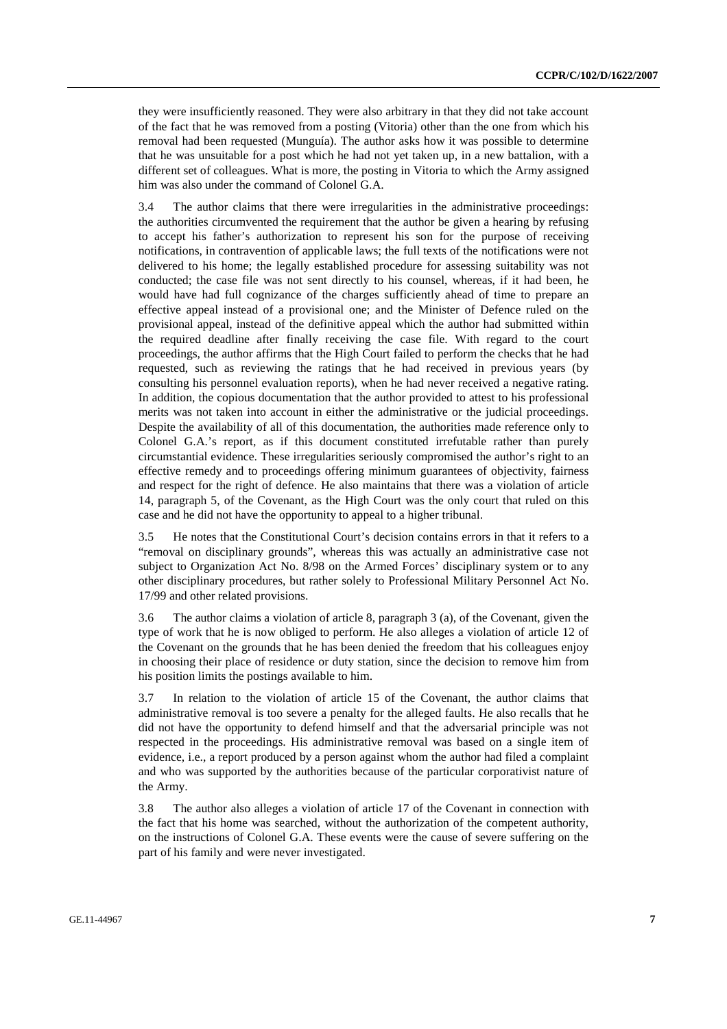they were insufficiently reasoned. They were also arbitrary in that they did not take account of the fact that he was removed from a posting (Vitoria) other than the one from which his removal had been requested (Munguía). The author asks how it was possible to determine that he was unsuitable for a post which he had not yet taken up, in a new battalion, with a different set of colleagues. What is more, the posting in Vitoria to which the Army assigned him was also under the command of Colonel G.A.

3.4 The author claims that there were irregularities in the administrative proceedings: the authorities circumvented the requirement that the author be given a hearing by refusing to accept his father's authorization to represent his son for the purpose of receiving notifications, in contravention of applicable laws; the full texts of the notifications were not delivered to his home; the legally established procedure for assessing suitability was not conducted; the case file was not sent directly to his counsel, whereas, if it had been, he would have had full cognizance of the charges sufficiently ahead of time to prepare an effective appeal instead of a provisional one; and the Minister of Defence ruled on the provisional appeal, instead of the definitive appeal which the author had submitted within the required deadline after finally receiving the case file. With regard to the court proceedings, the author affirms that the High Court failed to perform the checks that he had requested, such as reviewing the ratings that he had received in previous years (by consulting his personnel evaluation reports), when he had never received a negative rating. In addition, the copious documentation that the author provided to attest to his professional merits was not taken into account in either the administrative or the judicial proceedings. Despite the availability of all of this documentation, the authorities made reference only to Colonel G.A.'s report, as if this document constituted irrefutable rather than purely circumstantial evidence. These irregularities seriously compromised the author's right to an effective remedy and to proceedings offering minimum guarantees of objectivity, fairness and respect for the right of defence. He also maintains that there was a violation of article 14, paragraph 5, of the Covenant, as the High Court was the only court that ruled on this case and he did not have the opportunity to appeal to a higher tribunal.

3.5 He notes that the Constitutional Court's decision contains errors in that it refers to a "removal on disciplinary grounds", whereas this was actually an administrative case not subject to Organization Act No. 8/98 on the Armed Forces' disciplinary system or to any other disciplinary procedures, but rather solely to Professional Military Personnel Act No. 17/99 and other related provisions.

3.6 The author claims a violation of article 8, paragraph 3 (a), of the Covenant, given the type of work that he is now obliged to perform. He also alleges a violation of article 12 of the Covenant on the grounds that he has been denied the freedom that his colleagues enjoy in choosing their place of residence or duty station, since the decision to remove him from his position limits the postings available to him.

3.7 In relation to the violation of article 15 of the Covenant, the author claims that administrative removal is too severe a penalty for the alleged faults. He also recalls that he did not have the opportunity to defend himself and that the adversarial principle was not respected in the proceedings. His administrative removal was based on a single item of evidence, i.e., a report produced by a person against whom the author had filed a complaint and who was supported by the authorities because of the particular corporativist nature of the Army.

3.8 The author also alleges a violation of article 17 of the Covenant in connection with the fact that his home was searched, without the authorization of the competent authority, on the instructions of Colonel G.A. These events were the cause of severe suffering on the part of his family and were never investigated.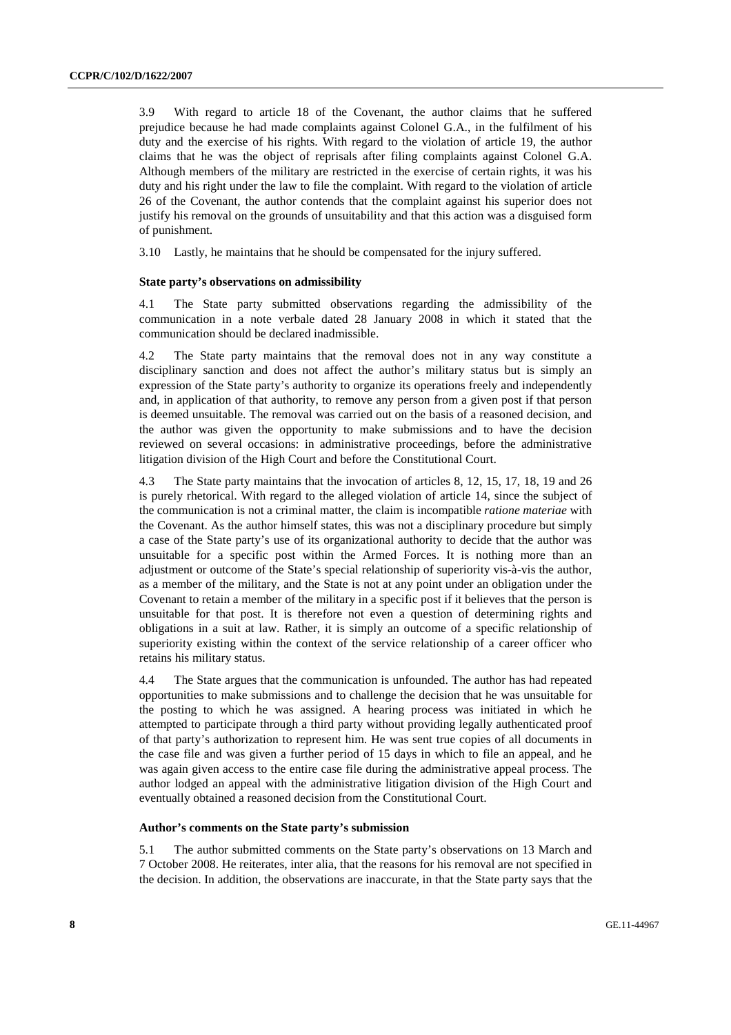3.9 With regard to article 18 of the Covenant, the author claims that he suffered prejudice because he had made complaints against Colonel G.A., in the fulfilment of his duty and the exercise of his rights. With regard to the violation of article 19, the author claims that he was the object of reprisals after filing complaints against Colonel G.A. Although members of the military are restricted in the exercise of certain rights, it was his duty and his right under the law to file the complaint. With regard to the violation of article 26 of the Covenant, the author contends that the complaint against his superior does not justify his removal on the grounds of unsuitability and that this action was a disguised form of punishment.

3.10 Lastly, he maintains that he should be compensated for the injury suffered.

### State party's observations on admissibility

4.1 The State party submitted observations regarding the admissibility of the communication in a note verbale dated 28 January 2008 in which it stated that the communication should be declared inadmissible.

4.2 The State party maintains that the removal does not in any way constitute a disciplinary sanction and does not affect the author's military status but is simply an expression of the State party's authority to organize its operations freely and independently and, in application of that authority, to remove any person from a given post if that person is deemed unsuitable. The removal was carried out on the basis of a reasoned decision, and the author was given the opportunity to make submissions and to have the decision reviewed on several occasions: in administrative proceedings, before the administrative litigation division of the High Court and before the Constitutional Court.

4.3 The State party maintains that the invocation of articles 8, 12, 15, 17, 18, 19 and 26 is purely rhetorical. With regard to the alleged violation of article 14, since the subject of the communication is not a criminal matter, the claim is incompatible *ratione materiae* with the Covenant. As the author himself states, this was not a disciplinary procedure but simply a case of the State party's use of its organizational authority to decide that the author was unsuitable for a specific post within the Armed Forces. It is nothing more than an adjustment or outcome of the State's special relationship of superiority vis-à-vis the author, as a member of the military, and the State is not at any point under an obligation under the Covenant to retain a member of the military in a specific post if it believes that the person is unsuitable for that post. It is therefore not even a question of determining rights and obligations in a suit at law. Rather, it is simply an outcome of a specific relationship of superiority existing within the context of the service relationship of a career officer who retains his military status.

4.4 The State argues that the communication is unfounded. The author has had repeated opportunities to make submissions and to challenge the decision that he was unsuitable for the posting to which he was assigned. A hearing process was initiated in which he attempted to participate through a third party without providing legally authenticated proof of that party's authorization to represent him. He was sent true copies of all documents in the case file and was given a further period of 15 days in which to file an appeal, and he was again given access to the entire case file during the administrative appeal process. The author lodged an appeal with the administrative litigation division of the High Court and eventually obtained a reasoned decision from the Constitutional Court.

### Author's comments on the State party's submission

5.1 The author submitted comments on the State party's observations on 13 March and 7 October 2008. He reiterates, inter alia, that the reasons for his removal are not specified in the decision. In addition, the observations are inaccurate, in that the State party says that the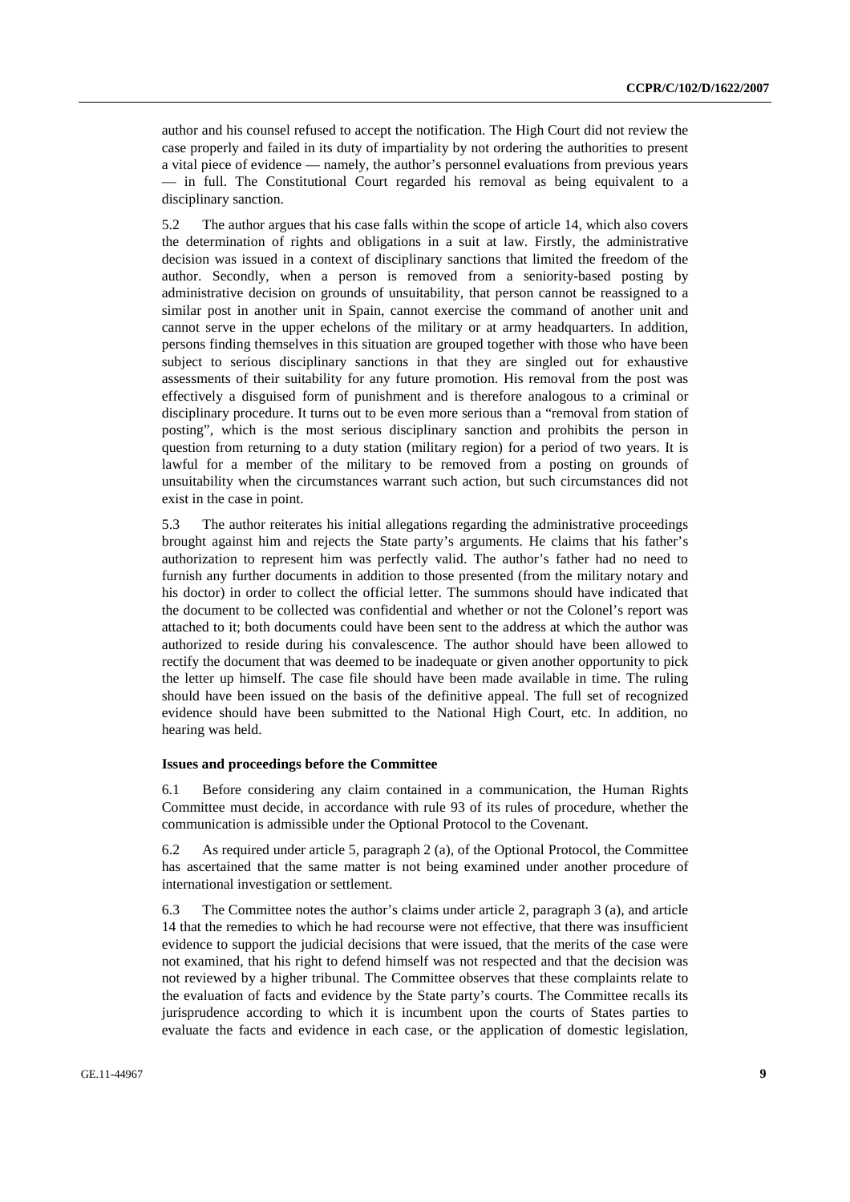author and his counsel refused to accept the notification. The High Court did not review the case properly and failed in its duty of impartiality by not ordering the authorities to present a vital piece of evidence — namely, the author's personnel evaluations from previous years — in full. The Constitutional Court regarded his removal as being equivalent to a disciplinary sanction.

5.2 The author argues that his case falls within the scope of article 14, which also covers the determination of rights and obligations in a suit at law. Firstly, the administrative decision was issued in a context of disciplinary sanctions that limited the freedom of the author. Secondly, when a person is removed from a seniority-based posting by administrative decision on grounds of unsuitability, that person cannot be reassigned to a similar post in another unit in Spain, cannot exercise the command of another unit and cannot serve in the upper echelons of the military or at army headquarters. In addition, persons finding themselves in this situation are grouped together with those who have been subject to serious disciplinary sanctions in that they are singled out for exhaustive assessments of their suitability for any future promotion. His removal from the post was effectively a disguised form of punishment and is therefore analogous to a criminal or disciplinary procedure. It turns out to be even more serious than a "removal from station of posting", which is the most serious disciplinary sanction and prohibits the person in question from returning to a duty station (military region) for a period of two years. It is lawful for a member of the military to be removed from a posting on grounds of unsuitability when the circumstances warrant such action, but such circumstances did not exist in the case in point.

5.3 The author reiterates his initial allegations regarding the administrative proceedings brought against him and rejects the State party's arguments. He claims that his father's authorization to represent him was perfectly valid. The author's father had no need to furnish any further documents in addition to those presented (from the military notary and his doctor) in order to collect the official letter. The summons should have indicated that the document to be collected was confidential and whether or not the Colonel's report was attached to it; both documents could have been sent to the address at which the author was authorized to reside during his convalescence. The author should have been allowed to rectify the document that was deemed to be inadequate or given another opportunity to pick the letter up himself. The case file should have been made available in time. The ruling should have been issued on the basis of the definitive appeal. The full set of recognized evidence should have been submitted to the National High Court, etc. In addition, no hearing was held.

### Issues and proceedings before the Committee

6.1 Before considering any claim contained in a communication, the Human Rights Committee must decide, in accordance with rule 93 of its rules of procedure, whether the communication is admissible under the Optional Protocol to the Covenant.

6.2 As required under article 5, paragraph 2 (a), of the Optional Protocol, the Committee has ascertained that the same matter is not being examined under another procedure of international investigation or settlement.

6.3 The Committee notes the author's claims under article 2, paragraph 3 (a), and article 14 that the remedies to which he had recourse were not effective, that there was insufficient evidence to support the judicial decisions that were issued, that the merits of the case were not examined, that his right to defend himself was not respected and that the decision was not reviewed by a higher tribunal. The Committee observes that these complaints relate to the evaluation of facts and evidence by the State party's courts. The Committee recalls its jurisprudence according to which it is incumbent upon the courts of States parties to evaluate the facts and evidence in each case, or the application of domestic legislation,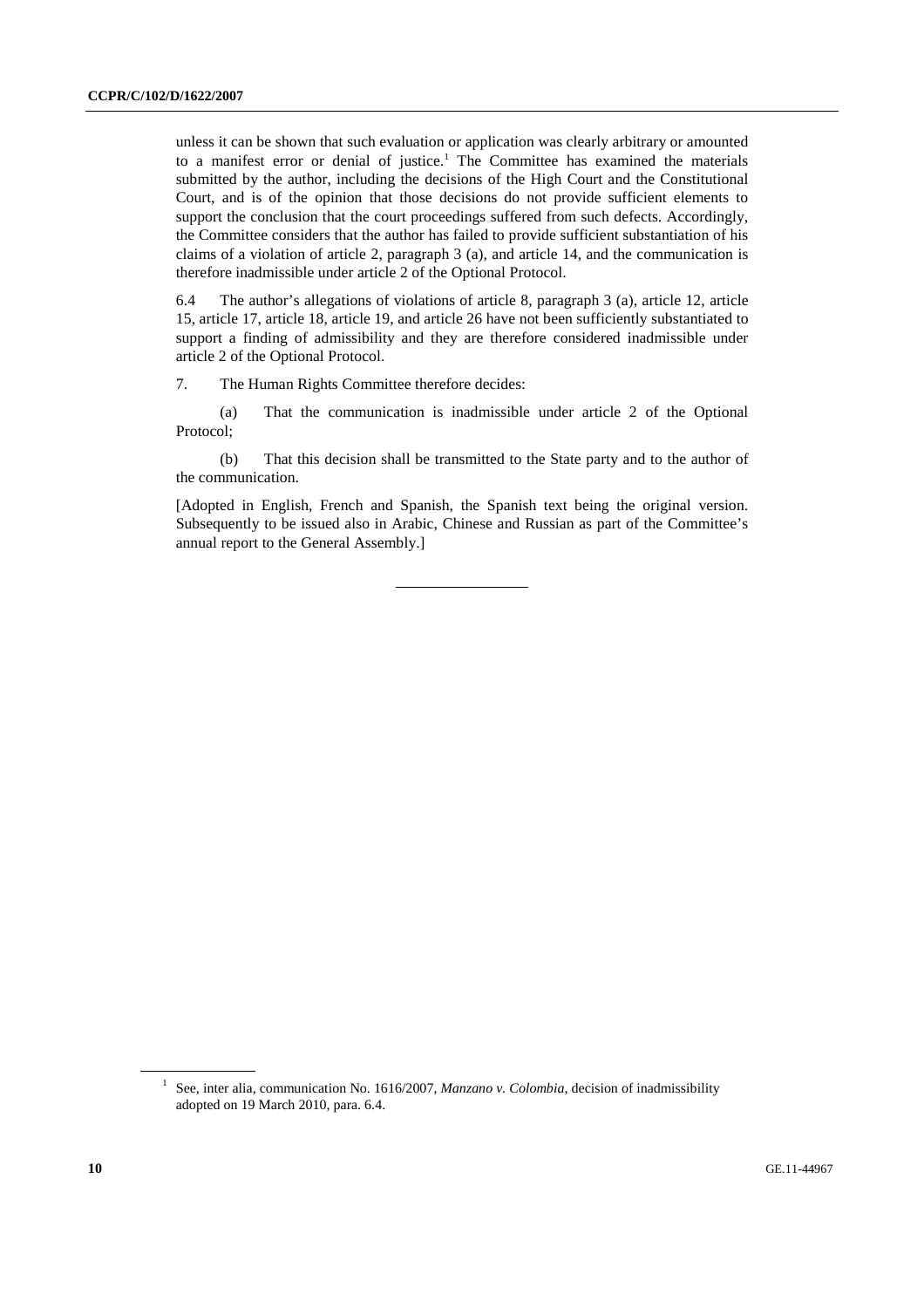unless it can be shown that such evaluation or application was clearly arbitrary or amounted to a manifest error or denial of justice.[1] The Committee has examined the materials submitted by the author, including the decisions of the High Court and the Constitutional Court, and is of the opinion that those decisions do not provide sufficient elements to support the conclusion that the court proceedings suffered from such defects. Accordingly, the Committee considers that the author has failed to provide sufficient substantiation of his claims of a violation of article 2, paragraph 3 (a), and article 14, and the communication is therefore inadmissible under article 2 of the Optional Protocol.

6.4 The author's allegations of violations of article 8, paragraph 3 (a), article 12, article 15, article 17, article 18, article 19, and article 26 have not been sufficiently substantiated to support a finding of admissibility and they are therefore considered inadmissible under article 2 of the Optional Protocol.

7. The Human Rights Committee therefore decides:

(a) That the communication is inadmissible under article 2 of the Optional Protocol;

(b) That this decision shall be transmitted to the State party and to the author of the communication.

[Adopted in English, French and Spanish, the Spanish text being the original version. Subsequently to be issued also in Arabic, Chinese and Russian as part of the Committee's annual report to the General Assembly.]

---

[1] See, inter alia, communication No. 1616/2007, *Manzano v. Colombia*, decision of inadmissibility adopted on 19 March 2010, para. 6.4.